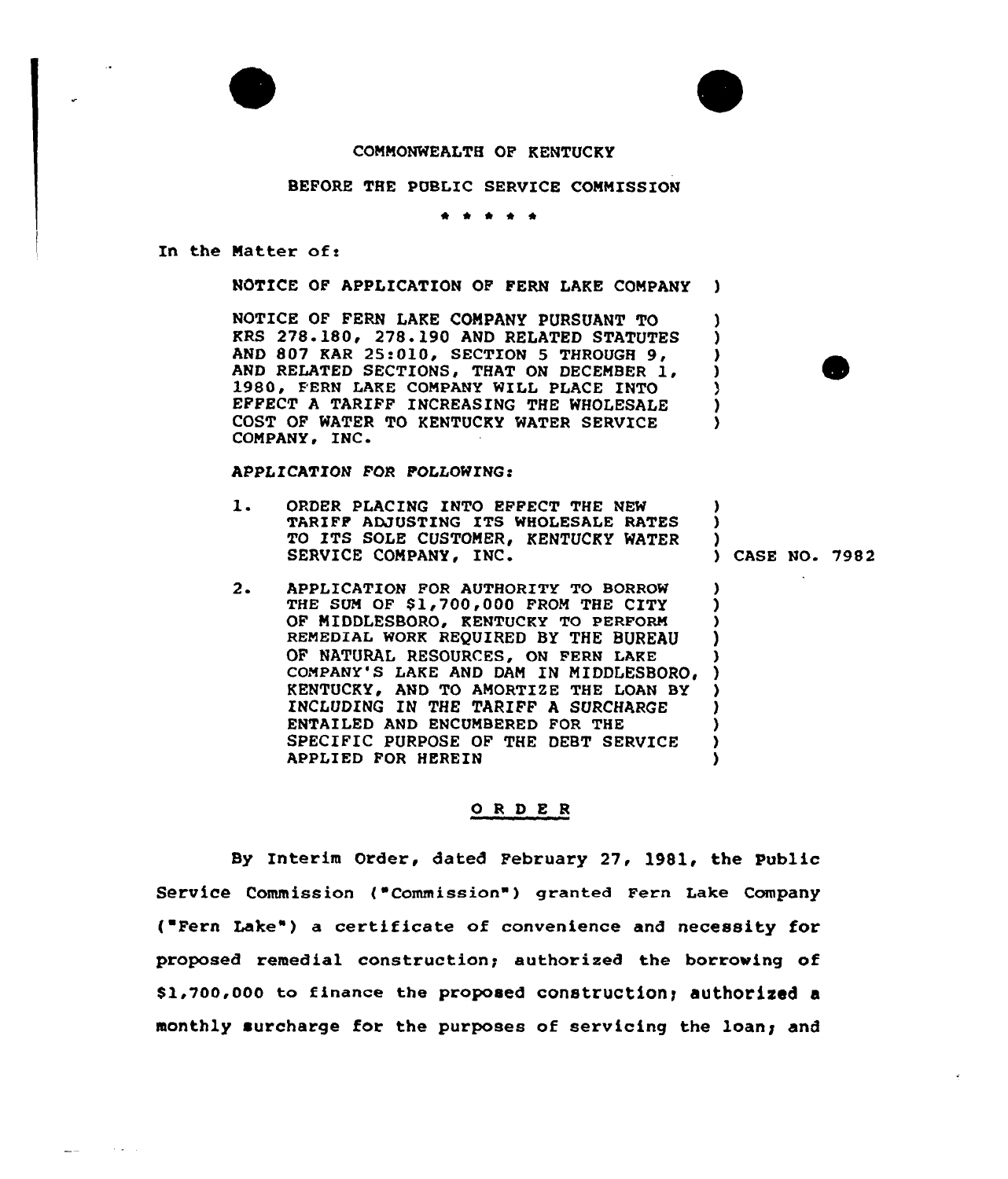COMMONWEALTH OF KENTUCKY

BEFORE THE PUBLIC SERVICE COMMISSION

\* \* \* \* \*

In the Matter of:

NOTICE OF APPLICATION OF FERN LAKE COMPANY

NOTICE OF FERN LAKE COMPANY PURSUANT TO KRS 278.180, 278.190 AND RELATED STATUTES AND 807 KAR 25:010, SECTION 5 THROUGH 9, AND RELATED SECTIONS, THAT ON DECEMBER 1, 1980, FERN LAKE COMPANY WILL PLACE INTO EFFECT A TARIFF INCREASING THE WHOLESALE COST OF WATER TO KENTUCKY WATER SERVICE COMPANY, INC.

*APPLICATION FOR FOLLOWING:*

1. ORDER PLACING INTO EFFECT THE NEW TARIFF ADJUSTING ITS WHOLESALE RATES TO ITS SOLE CUSTOMER, KENTUCKY WATER SERVICE COMPANY, INC.

2. APPLICATION FOR AUTHORITY TO BORROW THE SUM OF $1,700,000 FROM THE CITY OF MIDDLESBORO, KENTUCKY TO PERFORM REMEDIAL WORK REQUIRED BY THE BUREAU OF NATURAL RESOURCES, ON FERN LAKE COMPANY'S LAKE AND DAM IN MIDDLESBORO, KENTUCKY, AND TO AMORTIZE THE LOAN BY INCLUDING IN THE TARIFF A SURCHARGE ENTAILED AND ENCUMBERED FOR THE SPECIFIC PURPOSE OF THE DEBT SERVICE APPLIED FOR HEREIN

CASE NO. 7982

## O R D E R

By Interim Order, dated February 27, 1981, the Public Service Commission ("Commission") granted Fern Lake Company ("Fern Lake") a certificate of convenience and necessity for proposed remedial construction; authorized the borrowing of $1,700,000 to finance the proposed construction; authorized a monthly surcharge for the purposes of servicing the loan; and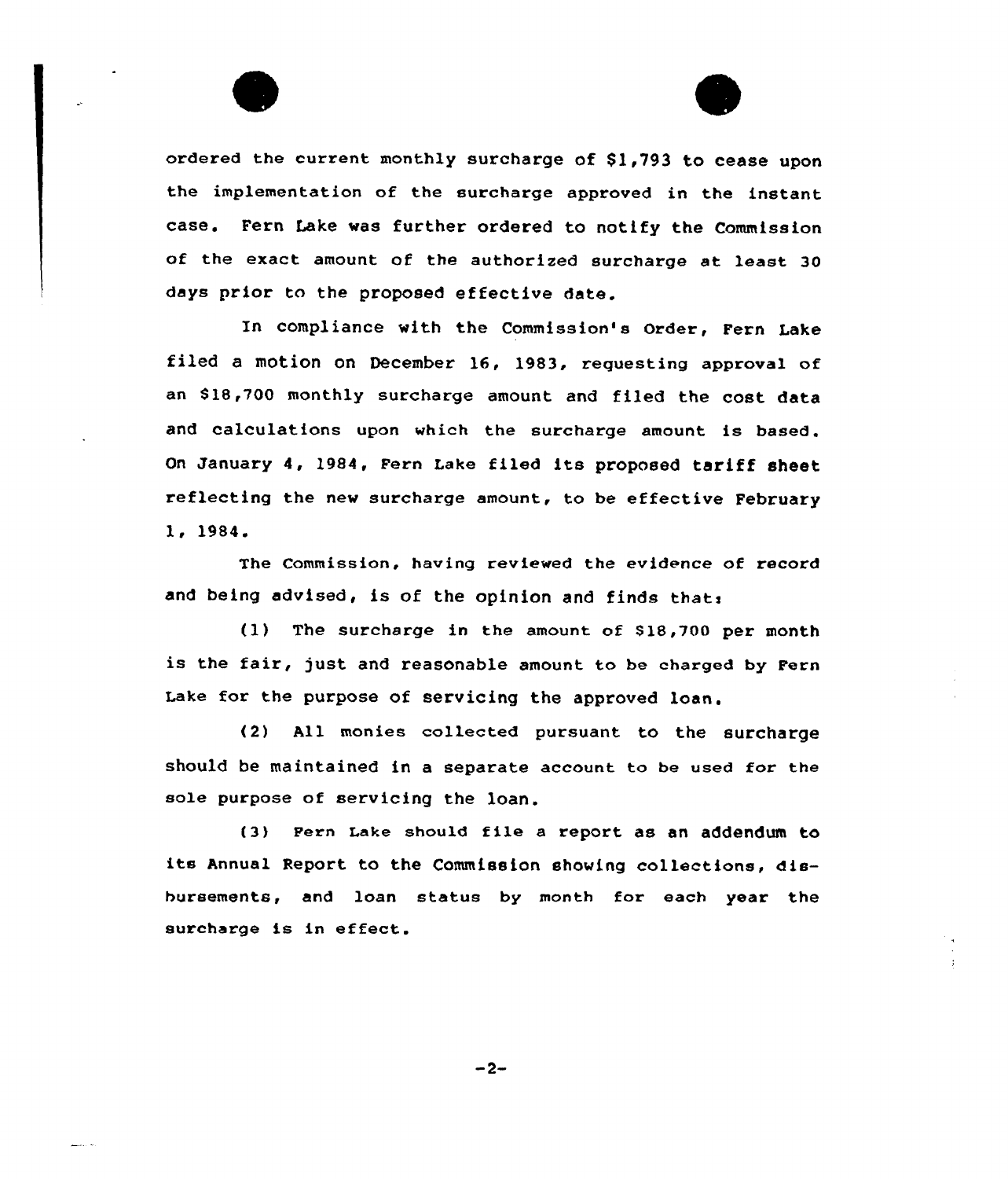ordered the current monthly surcharge of $1,793 to cease upon the implementation of the surcharge approved in the instant case. Fern Lake was further ordered to notify the Commission of the exact amount of the authorized surcharge at least 30 days prior to the proposed effective date.

In compliance with the Commission's Order, Fern Lake filed a motion on December 16, 1983, requesting approval of an $18,700 monthly surcharge amount and filed the cost data and calculations upon which the surcharge amount is based. On January 4, 1984, Fern Lake filed its proposed tariff sheet reflecting the new surcharge amount, to be effective February 1, 1984.

The Commission, having reviewed the evidence of record and being advised, is of the opinion and finds that:

(1) The surcharge in the amount of $18,700 per month is the fair, just and reasonable amount to be charged by Fern Lake for the purpose of servicing the approved loan.

(2) All monies collected pursuant to the surcharge should be maintained in a separate account to be used for the sole purpose of servicing the loan.

(3) Fern Lake should file a report as an addendum to its Annual Report to the Commission showing collections, disbursements, and loan status by month for each year the surcharge is in effect.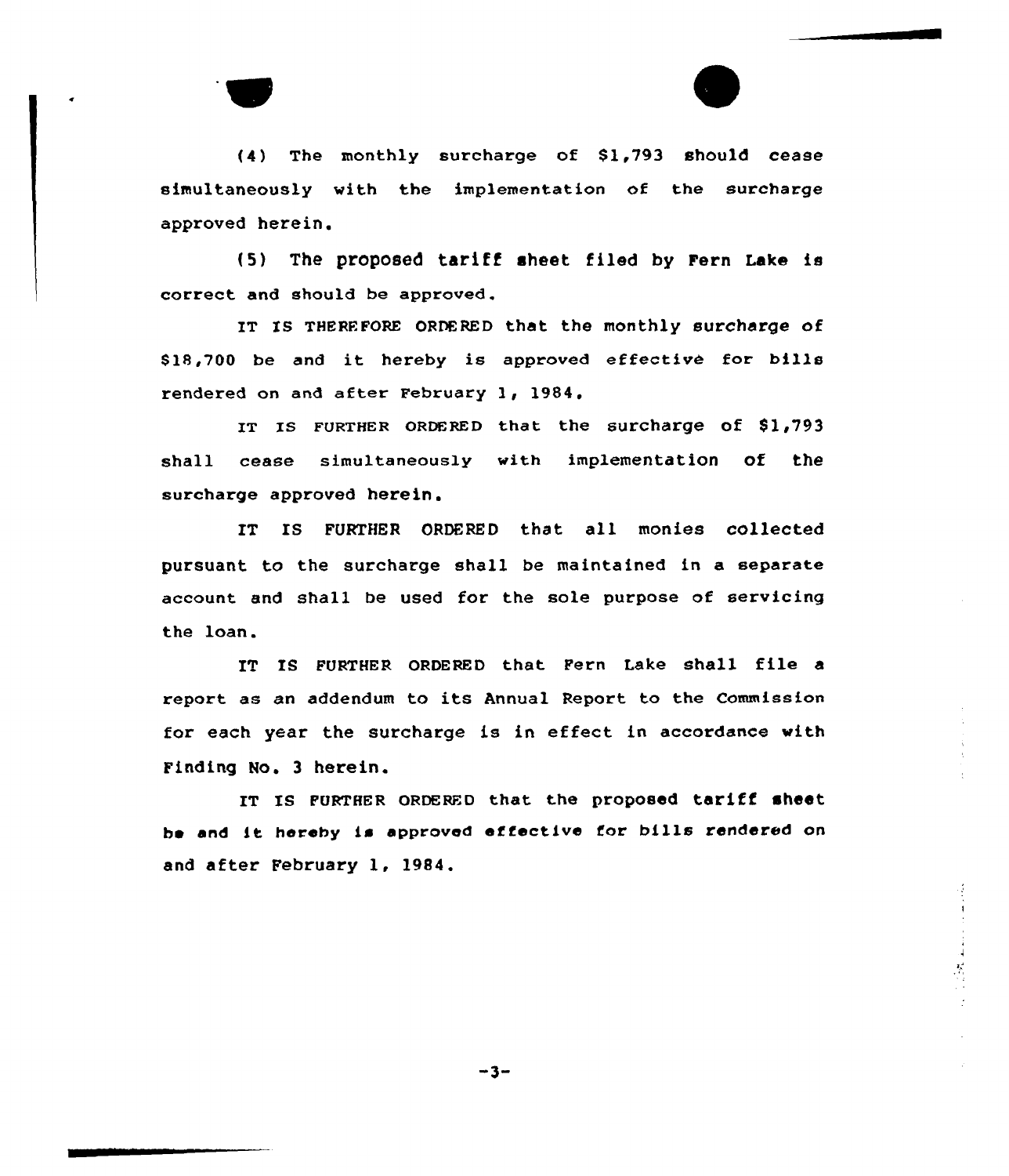(4) The monthly surcharge of $1,793 should cease simultaneously with the implementation of the surcharge approved herein.

(5) The proposed tariff sheet filed by Fern Lake is correct and should be approved.

IT IS THEREFORE ORDERED that the monthly surcharge of $18,700 be and it hereby is approved effective for bills rendered on and after February 1, 1984.

IT IS FURTHER ORDERED that the surcharge of $1,793 shall cease simultaneously with implementation of the surcharge approved herein.

IT IS FURTHER ORDERED that all monies collected pursuant to the surcharge shall be maintained in a separate account and shall be used for the sole purpose of servicing the loan.

IT IS FURTHER ORDERED that Fern Lake shall file a report as an addendum to its Annual Report to the Commission for each year the surcharge is in effect in accordance with Finding No. 3 herein.

IT IS FURTHER ORDERED that the proposed tariff sheet be and it hereby is approved effective for bills rendered on and after February 1, 1984.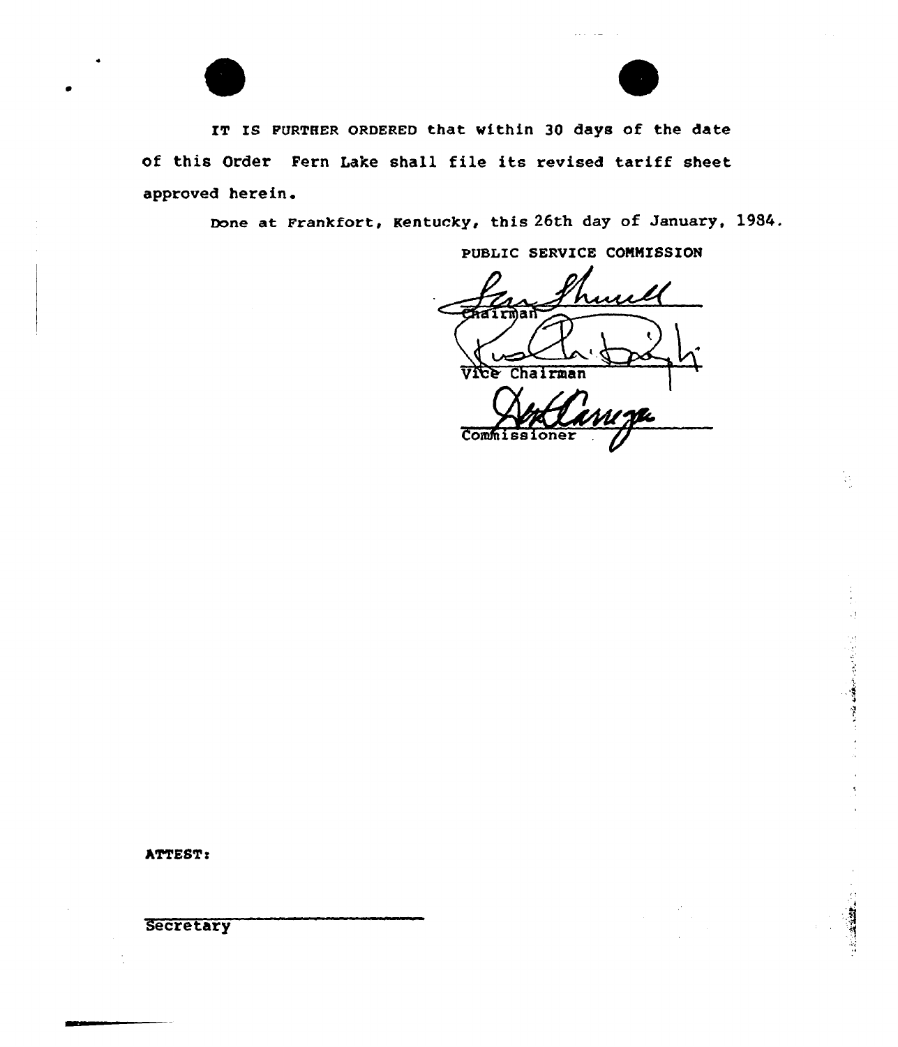IT IS FURTHER ORDERED that within 30 days of the date of this Order Fern Lake shall file its revised tariff sheet approved herein.

Done at Frankfort, Kentucky, this 26th day of January, 1984.

PUBLIC SERVICE COMMISSION

Chairman

Vice Chairman

Commissioner

ATTEST:

Secretary